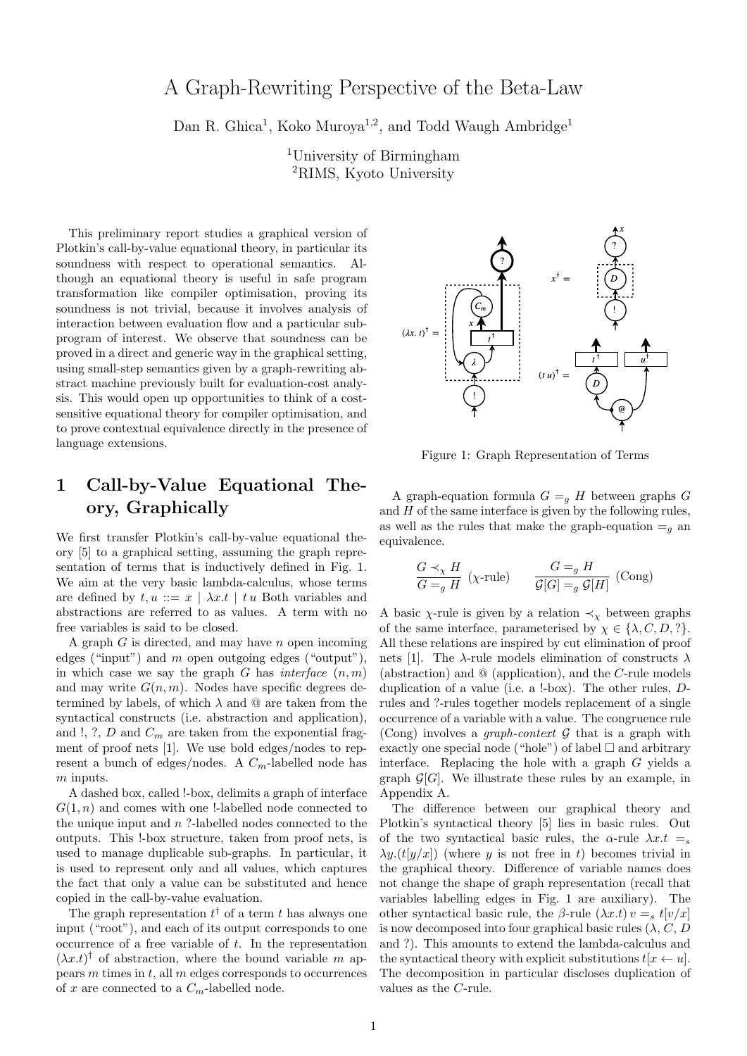# A Graph-Rewriting Perspective of the Beta-Law

Dan R. Ghica[1], Koko Muroya[1,2], and Todd Waugh Ambridge[1]

[1]University of Birmingham
[2]RIMS, Kyoto University

This preliminary report studies a graphical version of Plotkin's call-by-value equational theory, in particular its soundness with respect to operational semantics. Although an equational theory is useful in safe program transformation like compiler optimisation, proving its soundness is not trivial, because it involves analysis of interaction between evaluation flow and a particular subprogram of interest. We observe that soundness can be proved in a direct and generic way in the graphical setting, using small-step semantics given by a graph-rewriting abstract machine previously built for evaluation-cost analysis. This would open up opportunities to think of a cost-sensitive equational theory for compiler optimisation, and to prove contextual equivalence directly in the presence of language extensions.

## 1 Call-by-Value Equational Theory, Graphically

We first transfer Plotkin's call-by-value equational theory [5] to a graphical setting, assuming the graph representation of terms that is inductively defined in Fig. 1. We aim at the very basic lambda-calculus, whose terms are defined by $t, u ::= x \mid \lambda x.t \mid t\,u$ Both variables and abstractions are referred to as values. A term with no free variables is said to be closed.

A graph $G$ is directed, and may have $n$ open incoming edges ("input") and $m$ open outgoing edges ("output"), in which case we say the graph $G$ has *interface* $(n, m)$ and may write $G(n, m)$. Nodes have specific degrees determined by labels, of which $\lambda$ and @ are taken from the syntactical constructs (i.e. abstraction and application), and !, ?, $D$ and $C_m$ are taken from the exponential fragment of proof nets [1]. We use bold edges/nodes to represent a bunch of edges/nodes. A $C_m$-labelled node has $m$ inputs.

A dashed box, called !-box, delimits a graph of interface $G(1, n)$ and comes with one !-labelled node connected to the unique input and $n$ ?-labelled nodes connected to the outputs. This !-box structure, taken from proof nets, is used to manage duplicable sub-graphs. In particular, it is used to represent only and all values, which captures the fact that only a value can be substituted and hence copied in the call-by-value evaluation.

The graph representation $t^\dagger$ of a term $t$ has always one input ("root"), and each of its output corresponds to one occurrence of a free variable of $t$. In the representation $(\lambda x.t)^\dagger$ of abstraction, where the bound variable $m$ appears $m$ times in $t$, all $m$ edges corresponds to occurrences of $x$ are connected to a $C_m$-labelled node.

Figure 1: Graph Representation of Terms

A graph-equation formula $G =_g H$ between graphs $G$ and $H$ of the same interface is given by the following rules, as well as the rules that make the graph-equation $=_g$ an equivalence.

$$\frac{G \prec_\chi H}{G =_g H}\ (\chi\text{-rule}) \qquad \frac{G =_g H}{\mathcal{G}[G] =_g \mathcal{G}[H]}\ (\text{Cong})$$

A basic $\chi$-rule is given by a relation $\prec_\chi$ between graphs of the same interface, parameterised by $\chi \in \{\lambda, C, D, ?\}$. All these relations are inspired by cut elimination of proof nets [1]. The $\lambda$-rule models elimination of constructs $\lambda$ (abstraction) and @ (application), and the $C$-rule models duplication of a value (i.e. a !-box). The other rules, $D$-rules and ?-rules together models replacement of a single occurrence of a variable with a value. The congruence rule (Cong) involves a *graph-context* $\mathcal{G}$ that is a graph with exactly one special node ("hole") of label $\square$ and arbitrary interface. Replacing the hole with a graph $G$ yields a graph $\mathcal{G}[G]$. We illustrate these rules by an example, in Appendix A.

The difference between our graphical theory and Plotkin's syntactical theory [5] lies in basic rules. Out of the two syntactical basic rules, the $\alpha$-rule $\lambda x.t =_s \lambda y.(t[y/x])$ (where $y$ is not free in $t$) becomes trivial in the graphical theory. Difference of variable names does not change the shape of graph representation (recall that variables labelling edges in Fig. 1 are auxiliary). The other syntactical basic rule, the $\beta$-rule $(\lambda x.t)\,v =_s t[v/x]$ is now decomposed into four graphical basic rules ($\lambda$, $C$, $D$ and ?). This amounts to extend the lambda-calculus and the syntactical theory with explicit substitutions $t[x \leftarrow u]$. The decomposition in particular discloses duplication of values as the $C$-rule.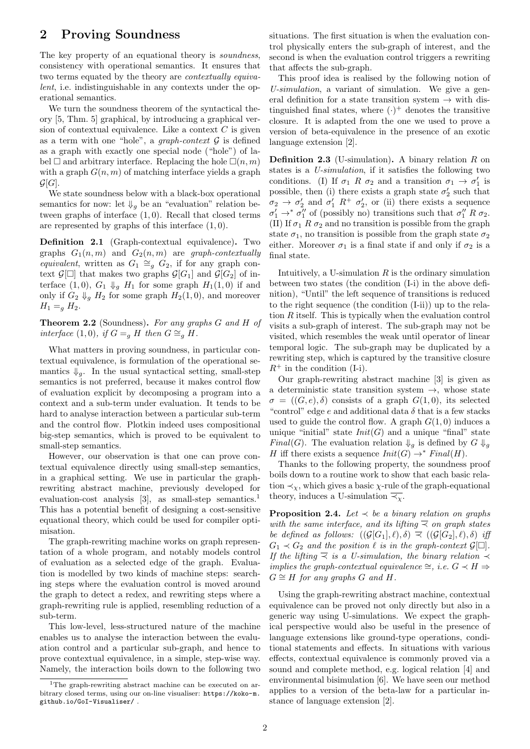## 2 Proving Soundness

The key property of an equational theory is *soundness*, consistency with operational semantics. It ensures that two terms equated by the theory are *contextually equivalent*, i.e. indistinguishable in any contexts under the operational semantics.

We turn the soundness theorem of the syntactical theory [5, Thm. 5] graphical, by introducing a graphical version of contextual equivalence. Like a context $C$ is given as a term with one "hole", a *graph-context* $\mathcal{G}$ is defined as a graph with exactly one special node ("hole") of label $\Box$ and arbitrary interface. Replacing the hole $\Box(n, m)$ with a graph $G(n, m)$ of matching interface yields a graph $\mathcal{G}[G]$.

We state soundness below with a black-box operational semantics for now: let $\Downarrow_g$ be an "evaluation" relation between graphs of interface $(1, 0)$. Recall that closed terms are represented by graphs of this interface $(1, 0)$.

**Definition 2.1** (Graph-contextual equivalence)**.** Two graphs $G_1(n, m)$ and $G_2(n, m)$ are *graph-contextually equivalent*, written as $G_1 \cong_g G_2$, if for any graph context $\mathcal{G}[\Box]$ that makes two graphs $\mathcal{G}[G_1]$ and $\mathcal{G}[G_2]$ of interface $(1, 0)$, $G_1 \Downarrow_g H_1$ for some graph $H_1(1, 0)$ if and only if $G_2 \Downarrow_g H_2$ for some graph $H_2(1, 0)$, and moreover $H_1 =_g H_2$.

**Theorem 2.2** (Soundness)**.** *For any graphs $G$ and $H$ of interface $(1, 0)$, if $G =_g H$ then $G \cong_g H$.*

What matters in proving soundness, in particular contextual equivalence, is formulation of the operational semantics $\Downarrow_g$. In the usual syntactical setting, small-step semantics is not preferred, because it makes control flow of evaluation explicit by decomposing a program into a context and a sub-term under evaluation. It tends to be hard to analyse interaction between a particular sub-term and the control flow. Plotkin indeed uses compositional big-step semantics, which is proved to be equivalent to small-step semantics.

However, our observation is that one can prove contextual equivalence directly using small-step semantics, in a graphical setting. We use in particular the graph-rewriting abstract machine, previously developed for evaluation-cost analysis [3], as small-step semantics.[1] This has a potential benefit of designing a cost-sensitive equational theory, which could be used for compiler optimisation.

The graph-rewriting machine works on graph representation of a whole program, and notably models control of evaluation as a selected edge of the graph. Evaluation is modelled by two kinds of machine steps: searching steps where the evaluation control is moved around the graph to detect a redex, and rewriting steps where a graph-rewriting rule is applied, resembling reduction of a sub-term.

This low-level, less-structured nature of the machine enables us to analyse the interaction between the evaluation control and a particular sub-graph, and hence to prove contextual equivalence, in a simple, step-wise way. Namely, the interaction boils down to the following two situations. The first situation is when the evaluation control physically enters the sub-graph of interest, and the second is when the evaluation control triggers a rewriting that affects the sub-graph.

This proof idea is realised by the following notion of *U-simulation*, a variant of simulation. We give a general definition for a state transition system $\to$ with distinguished final states, where $(\cdot)^+$ denotes the transitive closure. It is adapted from the one we used to prove a version of beta-equivalence in the presence of an exotic language extension [2].

**Definition 2.3** (U-simulation)**.** A binary relation $R$ on states is a *U-simulation*, if it satisfies the following two conditions. (I) If $\sigma_1 \; R \; \sigma_2$ and a transition $\sigma_1 \to \sigma'_1$ is possible, then (i) there exists a graph state $\sigma'_2$ such that $\sigma_2 \to \sigma'_2$ and $\sigma'_1 \; R^+ \; \sigma'_2$, or (ii) there exists a sequence $\sigma'_1 \to^* \sigma''_1$ of (possibly no) transitions such that $\sigma''_1 \; R \; \sigma_2$. (II) If $\sigma_1 \; R \; \sigma_2$ and no transition is possible from the graph state $\sigma_1$, no transition is possible from the graph state $\sigma_2$ either. Moreover $\sigma_1$ is a final state if and only if $\sigma_2$ is a final state.

Intuitively, a U-simulation $R$ is the ordinary simulation between two states (the condition (I-i) in the above definition), "Until" the left sequence of transitions is reduced to the right sequence (the condition (I-ii)) up to the relation $R$ itself. This is typically when the evaluation control visits a sub-graph of interest. The sub-graph may not be visited, which resembles the weak until operator of linear temporal logic. The sub-graph may be duplicated by a rewriting step, which is captured by the transitive closure $R^+$ in the condition (I-i).

Our graph-rewriting abstract machine [3] is given as a deterministic state transition system $\to$, whose state $\sigma = ((G, e), \delta)$ consists of a graph $G(1, 0)$, its selected "control" edge $e$ and additional data $\delta$ that is a few stacks used to guide the control flow. A graph $G(1, 0)$ induces a unique "initial" state $Init(G)$ and a unique "final" state $Final(G)$. The evaluation relation $\Downarrow_g$ is defined by $G \Downarrow_g H$ iff there exists a sequence $Init(G) \to^* Final(H)$.

Thanks to the following property, the soundness proof boils down to a routine work to show that each basic relation $\prec_\chi$, which gives a basic $\chi$-rule of the graph-equational theory, induces a U-simulation $\overline{\prec_\chi}$.

**Proposition 2.4.** *Let $\prec$ be a binary relation on graphs with the same interface, and its lifting $\overline{\prec}$ on graph states be defined as follows: $((\mathcal{G}[G_1], \ell), \delta) \;\overline{\prec}\; ((\mathcal{G}[G_2], \ell), \delta)$ iff $G_1 \prec G_2$ and the position $\ell$ is in the graph-context $\mathcal{G}[\Box]$. If the lifting $\overline{\prec}$ is a U-simulation, the binary relation $\prec$ implies the graph-contextual equivalence $\cong$, i.e. $G \prec H \Rightarrow G \cong H$ for any graphs $G$ and $H$.*

Using the graph-rewriting abstract machine, contextual equivalence can be proved not only directly but also in a generic way using U-simulations. We expect the graphical perspective would also be useful in the presence of language extensions like ground-type operations, conditional statements and effects. In situations with various effects, contextual equivalence is commonly proved via a sound and complete method, e.g. logical relation [4] and environmental bisimulation [6]. We have seen our method applies to a version of the beta-law for a particular instance of language extension [2].

[1] The graph-rewriting abstract machine can be executed on arbitrary closed terms, using our on-line visualiser: https://koko-m.github.io/GoI-Visualiser/ .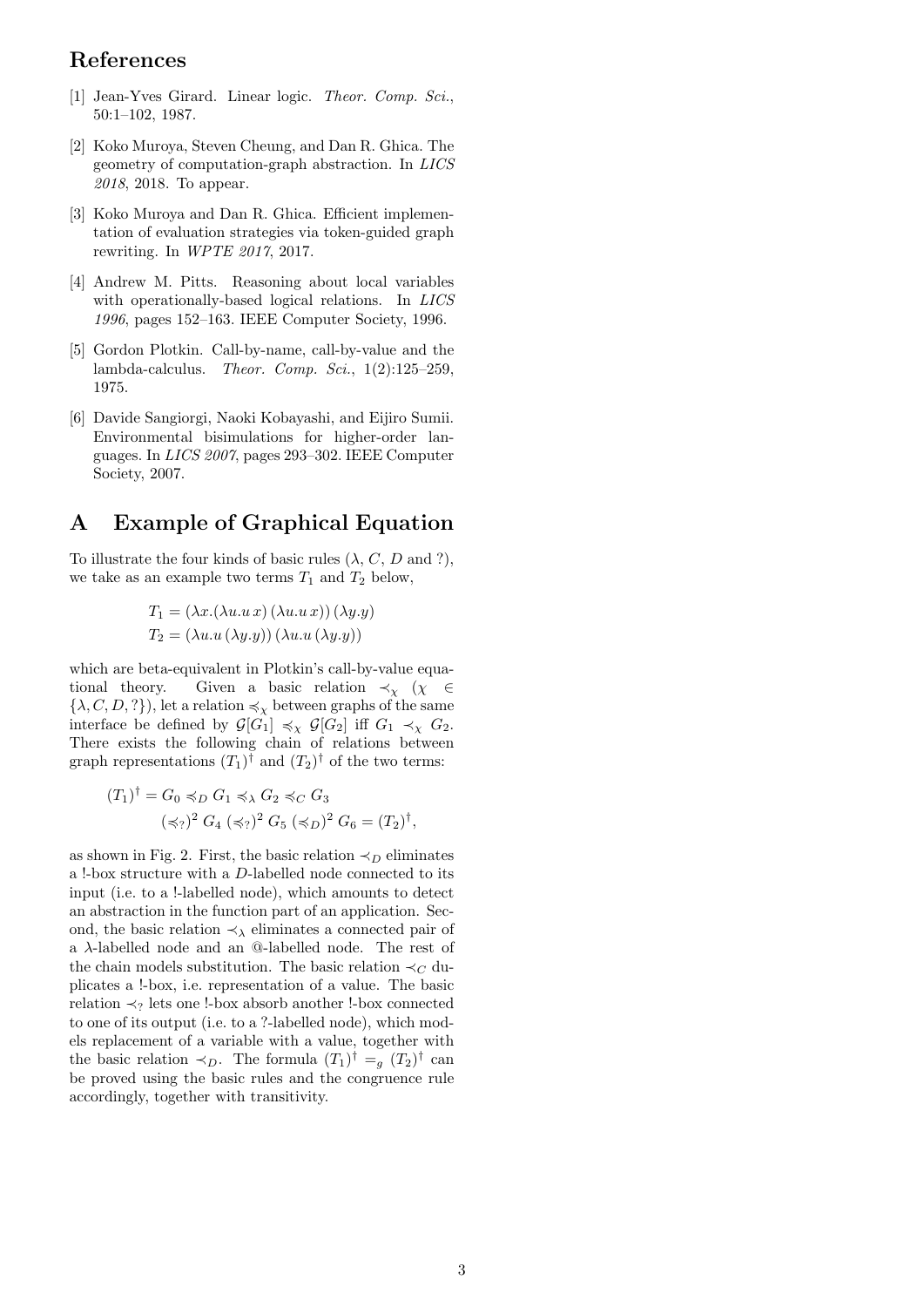## References

[1] Jean-Yves Girard. Linear logic. *Theor. Comp. Sci.*, 50:1–102, 1987.

[2] Koko Muroya, Steven Cheung, and Dan R. Ghica. The geometry of computation-graph abstraction. In *LICS 2018*, 2018. To appear.

[3] Koko Muroya and Dan R. Ghica. Efficient implementation of evaluation strategies via token-guided graph rewriting. In *WPTE 2017*, 2017.

[4] Andrew M. Pitts. Reasoning about local variables with operationally-based logical relations. In *LICS 1996*, pages 152–163. IEEE Computer Society, 1996.

[5] Gordon Plotkin. Call-by-name, call-by-value and the lambda-calculus. *Theor. Comp. Sci.*, 1(2):125–259, 1975.

[6] Davide Sangiorgi, Naoki Kobayashi, and Eijiro Sumii. Environmental bisimulations for higher-order languages. In *LICS 2007*, pages 293–302. IEEE Computer Society, 2007.

# A Example of Graphical Equation

To illustrate the four kinds of basic rules ($\lambda$, $C$, $D$ and $?$), we take as an example two terms $T_1$ and $T_2$ below,

$$T_1 = (\lambda x.(\lambda u.u\,x)\,(\lambda u.u\,x))\,(\lambda y.y)$$
$$T_2 = (\lambda u.u\,(\lambda y.y))\,(\lambda u.u\,(\lambda y.y))$$

which are beta-equivalent in Plotkin's call-by-value equational theory. Given a basic relation $\prec_\chi$ ($\chi \in \{\lambda, C, D, ?\}$), let a relation $\preccurlyeq_\chi$ between graphs of the same interface be defined by $\mathcal{G}[G_1] \preccurlyeq_\chi \mathcal{G}[G_2]$ iff $G_1 \prec_\chi G_2$. There exists the following chain of relations between graph representations $(T_1)^\dagger$ and $(T_2)^\dagger$ of the two terms:

$$\begin{aligned}(T_1)^\dagger = G_0 \preccurlyeq_D G_1 \preccurlyeq_\lambda G_2 \preccurlyeq_C G_3 \\ (\preccurlyeq_?)^2\, G_4\, (\preccurlyeq_?)^2\, G_5\, (\preccurlyeq_D)^2\, G_6 = (T_2)^\dagger,\end{aligned}$$

as shown in Fig. 2. First, the basic relation $\prec_D$ eliminates a !-box structure with a $D$-labelled node connected to its input (i.e. to a !-labelled node), which amounts to detect an abstraction in the function part of an application. Second, the basic relation $\prec_\lambda$ eliminates a connected pair of a $\lambda$-labelled node and an @-labelled node. The rest of the chain models substitution. The basic relation $\prec_C$ duplicates a !-box, i.e. representation of a value. The basic relation $\prec_?$ lets one !-box absorb another !-box connected to one of its output (i.e. to a ?-labelled node), which models replacement of a variable with a value, together with the basic relation $\prec_D$. The formula $(T_1)^\dagger =_g (T_2)^\dagger$ can be proved using the basic rules and the congruence rule accordingly, together with transitivity.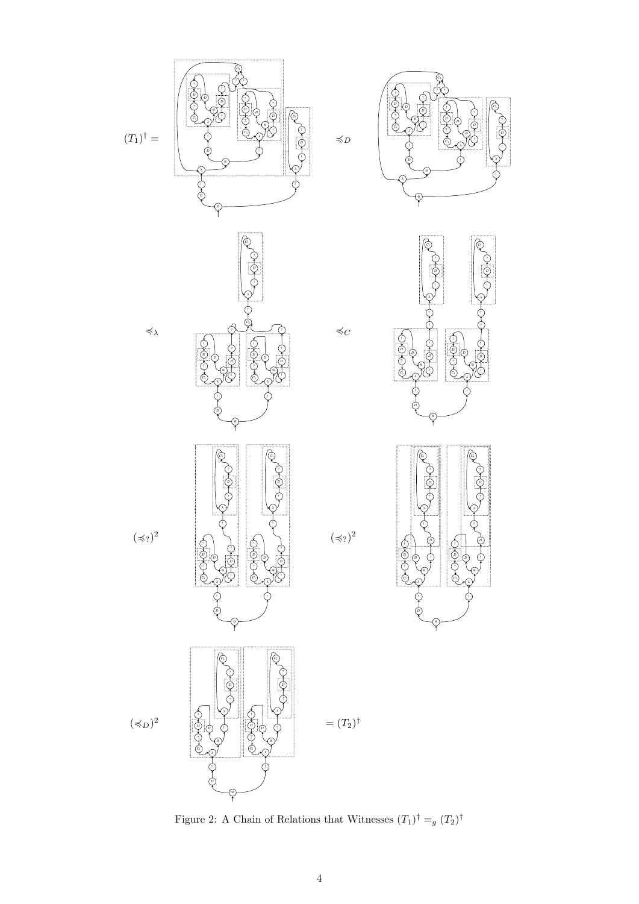$(T_1)^\dagger =$

$\preccurlyeq_D$

$\preccurlyeq_\lambda$

$\preccurlyeq_C$

$(\preccurlyeq_?)^2$

$(\preccurlyeq_?)^2$

$(\preccurlyeq_D)^2$

$= (T_2)^\dagger$

Figure 2: A Chain of Relations that Witnesses $(T_1)^\dagger =_g (T_2)^\dagger$